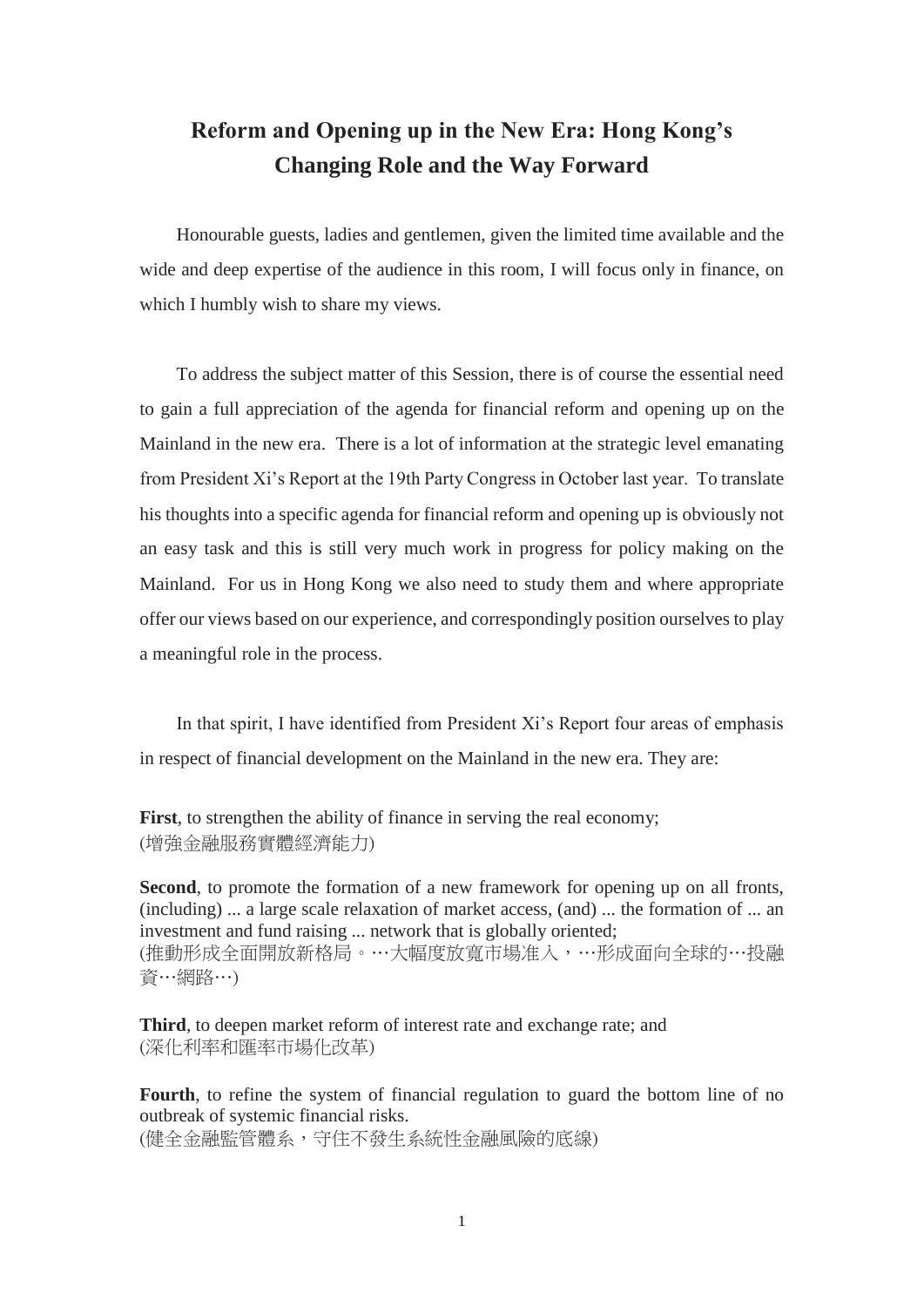# Reform and Opening up in the New Era: Hong Kong's Changing Role and the Way Forward

Honourable guests, ladies and gentlemen, given the limited time available and the wide and deep expertise of the audience in this room, I will focus only in finance, on which I humbly wish to share my views.

To address the subject matter of this Session, there is of course the essential need to gain a full appreciation of the agenda for financial reform and opening up on the Mainland in the new era. There is a lot of information at the strategic level emanating from President Xi's Report at the 19th Party Congress in October last year. To translate his thoughts into a specific agenda for financial reform and opening up is obviously not an easy task and this is still very much work in progress for policy making on the Mainland. For us in Hong Kong we also need to study them and where appropriate offer our views based on our experience, and correspondingly position ourselves to play a meaningful role in the process.

In that spirit, I have identified from President Xi's Report four areas of emphasis in respect of financial development on the Mainland in the new era. They are:

**First**, to strengthen the ability of finance in serving the real economy;
(增強金融服務實體經濟能力)

**Second**, to promote the formation of a new framework for opening up on all fronts, (including) ... a large scale relaxation of market access, (and) ... the formation of ... an investment and fund raising ... network that is globally oriented;
(推動形成全面開放新格局。…大幅度放寬市場准入，…形成面向全球的…投融資…網路…)

**Third**, to deepen market reform of interest rate and exchange rate; and
(深化利率和匯率市場化改革)

**Fourth**, to refine the system of financial regulation to guard the bottom line of no outbreak of systemic financial risks.
(健全金融監管體系，守住不發生系統性金融風險的底線)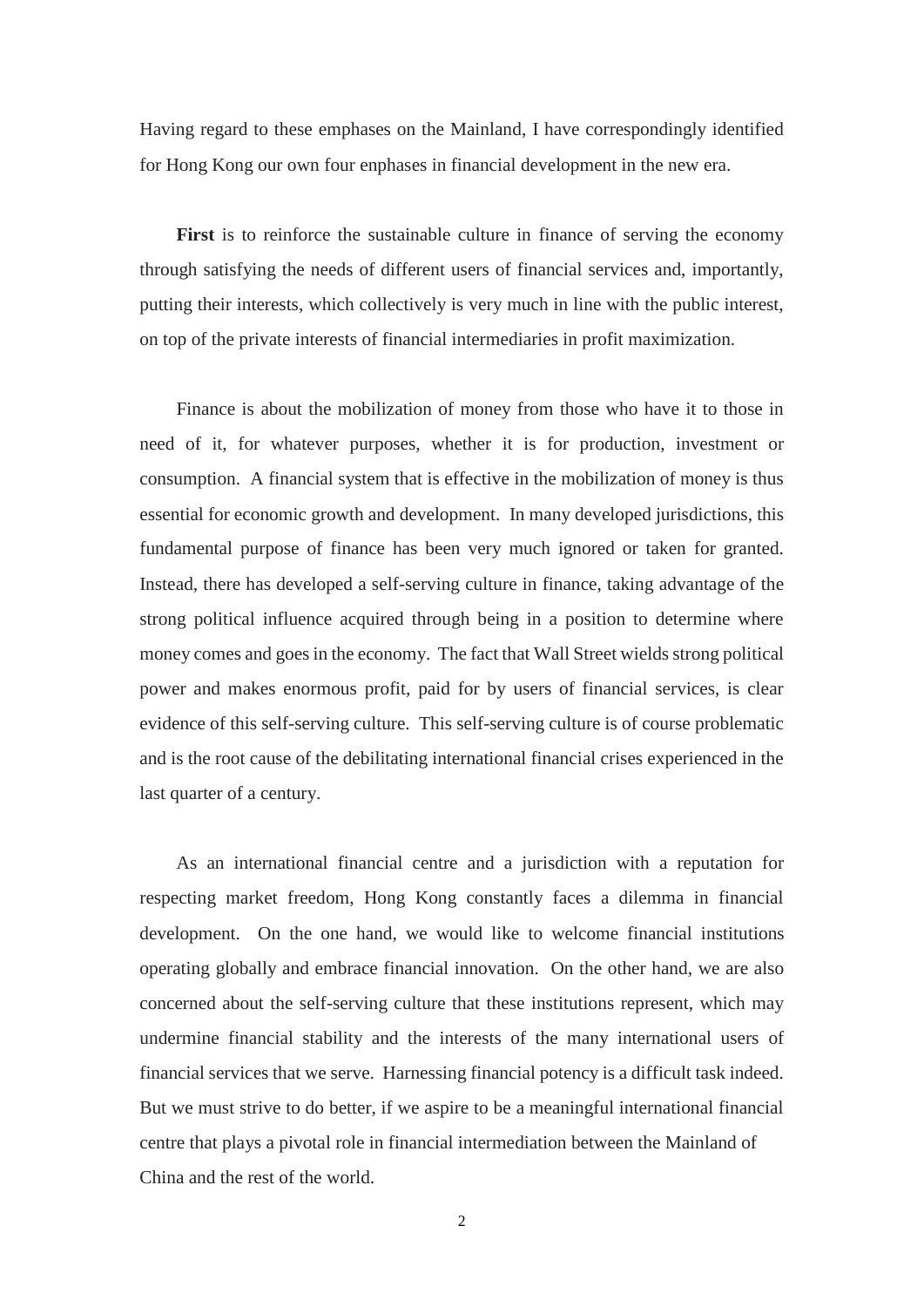Having regard to these emphases on the Mainland, I have correspondingly identified for Hong Kong our own four enphases in financial development in the new era.

**First** is to reinforce the sustainable culture in finance of serving the economy through satisfying the needs of different users of financial services and, importantly, putting their interests, which collectively is very much in line with the public interest, on top of the private interests of financial intermediaries in profit maximization.

Finance is about the mobilization of money from those who have it to those in need of it, for whatever purposes, whether it is for production, investment or consumption. A financial system that is effective in the mobilization of money is thus essential for economic growth and development. In many developed jurisdictions, this fundamental purpose of finance has been very much ignored or taken for granted. Instead, there has developed a self-serving culture in finance, taking advantage of the strong political influence acquired through being in a position to determine where money comes and goes in the economy. The fact that Wall Street wields strong political power and makes enormous profit, paid for by users of financial services, is clear evidence of this self-serving culture. This self-serving culture is of course problematic and is the root cause of the debilitating international financial crises experienced in the last quarter of a century.

As an international financial centre and a jurisdiction with a reputation for respecting market freedom, Hong Kong constantly faces a dilemma in financial development. On the one hand, we would like to welcome financial institutions operating globally and embrace financial innovation. On the other hand, we are also concerned about the self-serving culture that these institutions represent, which may undermine financial stability and the interests of the many international users of financial services that we serve. Harnessing financial potency is a difficult task indeed. But we must strive to do better, if we aspire to be a meaningful international financial centre that plays a pivotal role in financial intermediation between the Mainland of China and the rest of the world.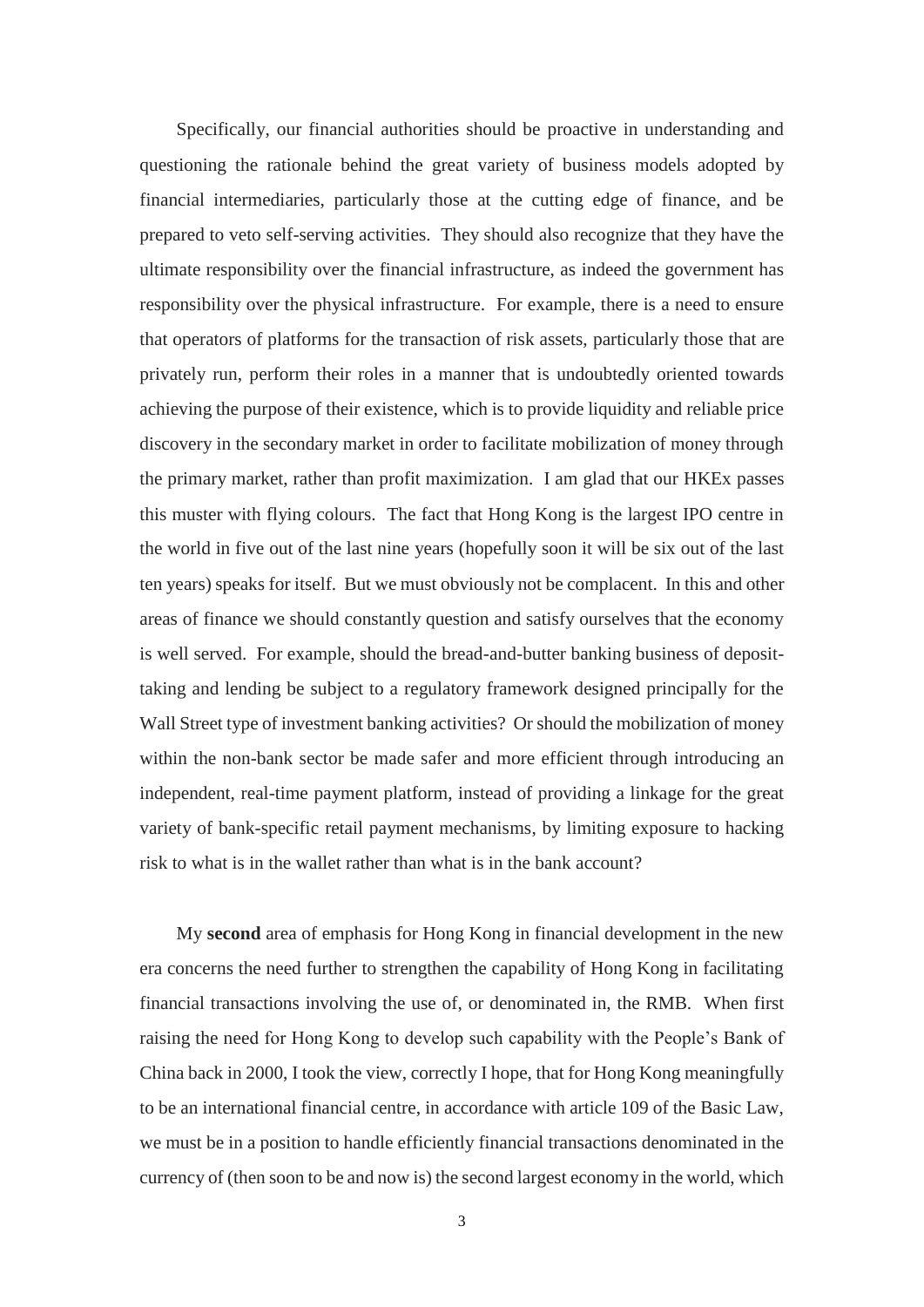Specifically, our financial authorities should be proactive in understanding and questioning the rationale behind the great variety of business models adopted by financial intermediaries, particularly those at the cutting edge of finance, and be prepared to veto self-serving activities. They should also recognize that they have the ultimate responsibility over the financial infrastructure, as indeed the government has responsibility over the physical infrastructure. For example, there is a need to ensure that operators of platforms for the transaction of risk assets, particularly those that are privately run, perform their roles in a manner that is undoubtedly oriented towards achieving the purpose of their existence, which is to provide liquidity and reliable price discovery in the secondary market in order to facilitate mobilization of money through the primary market, rather than profit maximization. I am glad that our HKEx passes this muster with flying colours. The fact that Hong Kong is the largest IPO centre in the world in five out of the last nine years (hopefully soon it will be six out of the last ten years) speaks for itself. But we must obviously not be complacent. In this and other areas of finance we should constantly question and satisfy ourselves that the economy is well served. For example, should the bread-and-butter banking business of deposit-taking and lending be subject to a regulatory framework designed principally for the Wall Street type of investment banking activities? Or should the mobilization of money within the non-bank sector be made safer and more efficient through introducing an independent, real-time payment platform, instead of providing a linkage for the great variety of bank-specific retail payment mechanisms, by limiting exposure to hacking risk to what is in the wallet rather than what is in the bank account?

My **second** area of emphasis for Hong Kong in financial development in the new era concerns the need further to strengthen the capability of Hong Kong in facilitating financial transactions involving the use of, or denominated in, the RMB. When first raising the need for Hong Kong to develop such capability with the People's Bank of China back in 2000, I took the view, correctly I hope, that for Hong Kong meaningfully to be an international financial centre, in accordance with article 109 of the Basic Law, we must be in a position to handle efficiently financial transactions denominated in the currency of (then soon to be and now is) the second largest economy in the world, which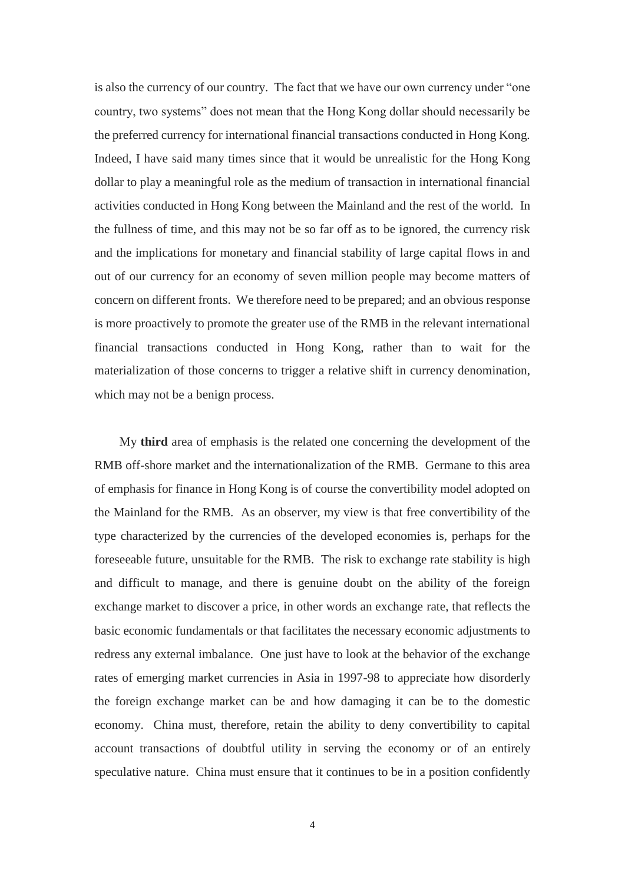is also the currency of our country. The fact that we have our own currency under "one country, two systems" does not mean that the Hong Kong dollar should necessarily be the preferred currency for international financial transactions conducted in Hong Kong. Indeed, I have said many times since that it would be unrealistic for the Hong Kong dollar to play a meaningful role as the medium of transaction in international financial activities conducted in Hong Kong between the Mainland and the rest of the world. In the fullness of time, and this may not be so far off as to be ignored, the currency risk and the implications for monetary and financial stability of large capital flows in and out of our currency for an economy of seven million people may become matters of concern on different fronts. We therefore need to be prepared; and an obvious response is more proactively to promote the greater use of the RMB in the relevant international financial transactions conducted in Hong Kong, rather than to wait for the materialization of those concerns to trigger a relative shift in currency denomination, which may not be a benign process.

My **third** area of emphasis is the related one concerning the development of the RMB off-shore market and the internationalization of the RMB. Germane to this area of emphasis for finance in Hong Kong is of course the convertibility model adopted on the Mainland for the RMB. As an observer, my view is that free convertibility of the type characterized by the currencies of the developed economies is, perhaps for the foreseeable future, unsuitable for the RMB. The risk to exchange rate stability is high and difficult to manage, and there is genuine doubt on the ability of the foreign exchange market to discover a price, in other words an exchange rate, that reflects the basic economic fundamentals or that facilitates the necessary economic adjustments to redress any external imbalance. One just have to look at the behavior of the exchange rates of emerging market currencies in Asia in 1997-98 to appreciate how disorderly the foreign exchange market can be and how damaging it can be to the domestic economy. China must, therefore, retain the ability to deny convertibility to capital account transactions of doubtful utility in serving the economy or of an entirely speculative nature. China must ensure that it continues to be in a position confidently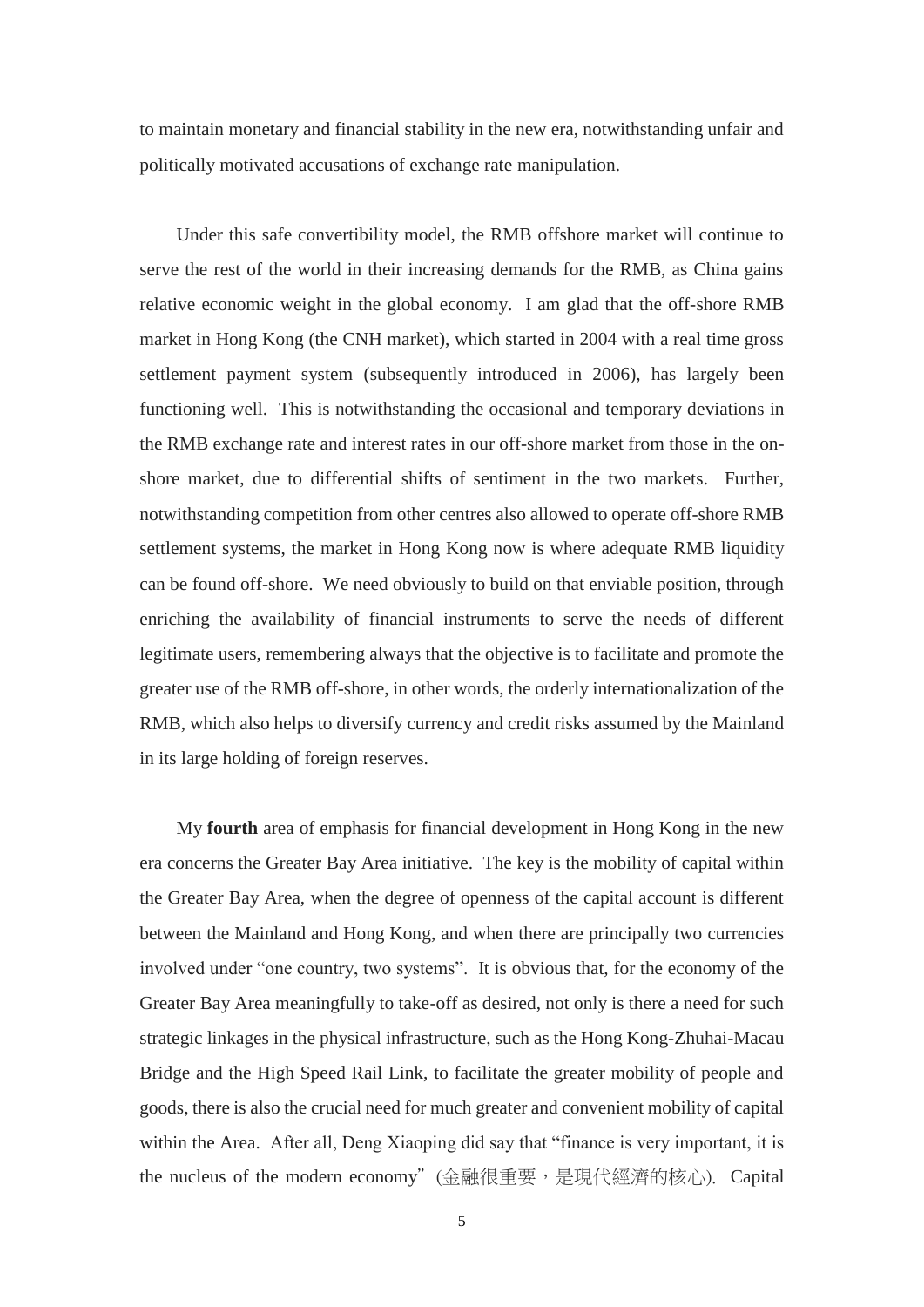to maintain monetary and financial stability in the new era, notwithstanding unfair and politically motivated accusations of exchange rate manipulation.

Under this safe convertibility model, the RMB offshore market will continue to serve the rest of the world in their increasing demands for the RMB, as China gains relative economic weight in the global economy. I am glad that the off-shore RMB market in Hong Kong (the CNH market), which started in 2004 with a real time gross settlement payment system (subsequently introduced in 2006), has largely been functioning well. This is notwithstanding the occasional and temporary deviations in the RMB exchange rate and interest rates in our off-shore market from those in the on-shore market, due to differential shifts of sentiment in the two markets. Further, notwithstanding competition from other centres also allowed to operate off-shore RMB settlement systems, the market in Hong Kong now is where adequate RMB liquidity can be found off-shore. We need obviously to build on that enviable position, through enriching the availability of financial instruments to serve the needs of different legitimate users, remembering always that the objective is to facilitate and promote the greater use of the RMB off-shore, in other words, the orderly internationalization of the RMB, which also helps to diversify currency and credit risks assumed by the Mainland in its large holding of foreign reserves.

My **fourth** area of emphasis for financial development in Hong Kong in the new era concerns the Greater Bay Area initiative. The key is the mobility of capital within the Greater Bay Area, when the degree of openness of the capital account is different between the Mainland and Hong Kong, and when there are principally two currencies involved under "one country, two systems". It is obvious that, for the economy of the Greater Bay Area meaningfully to take-off as desired, not only is there a need for such strategic linkages in the physical infrastructure, such as the Hong Kong-Zhuhai-Macau Bridge and the High Speed Rail Link, to facilitate the greater mobility of people and goods, there is also the crucial need for much greater and convenient mobility of capital within the Area. After all, Deng Xiaoping did say that "finance is very important, it is the nucleus of the modern economy" (金融很重要，是現代經濟的核心). Capital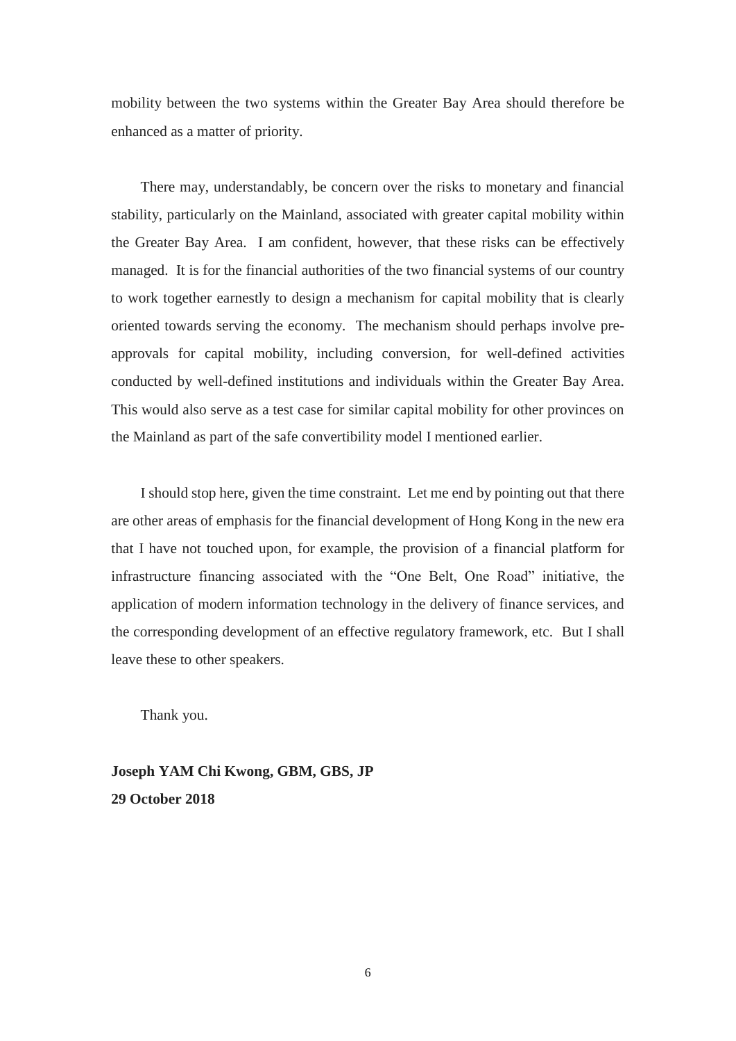mobility between the two systems within the Greater Bay Area should therefore be enhanced as a matter of priority.

There may, understandably, be concern over the risks to monetary and financial stability, particularly on the Mainland, associated with greater capital mobility within the Greater Bay Area. I am confident, however, that these risks can be effectively managed. It is for the financial authorities of the two financial systems of our country to work together earnestly to design a mechanism for capital mobility that is clearly oriented towards serving the economy. The mechanism should perhaps involve pre-approvals for capital mobility, including conversion, for well-defined activities conducted by well-defined institutions and individuals within the Greater Bay Area. This would also serve as a test case for similar capital mobility for other provinces on the Mainland as part of the safe convertibility model I mentioned earlier.

I should stop here, given the time constraint. Let me end by pointing out that there are other areas of emphasis for the financial development of Hong Kong in the new era that I have not touched upon, for example, the provision of a financial platform for infrastructure financing associated with the "One Belt, One Road" initiative, the application of modern information technology in the delivery of finance services, and the corresponding development of an effective regulatory framework, etc. But I shall leave these to other speakers.

Thank you.

**Joseph YAM Chi Kwong, GBM, GBS, JP**
**29 October 2018**